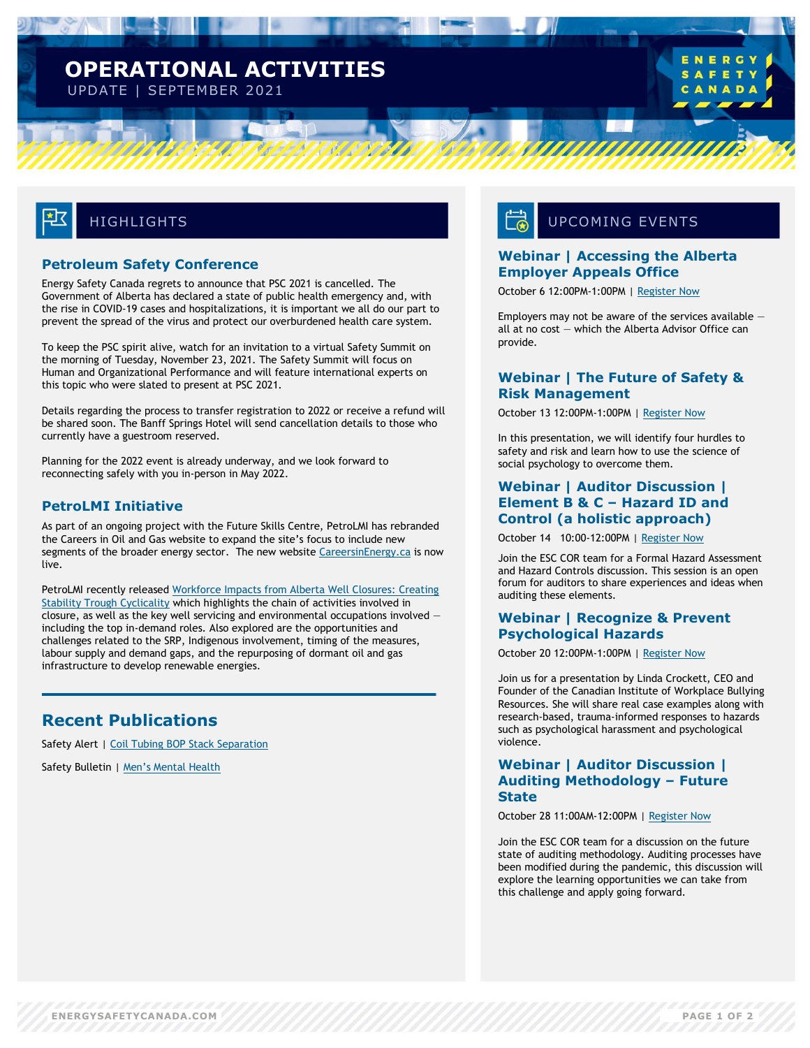// Operational Activities Update | September 2021

# OPERATIONAL ACTIVITIES

UPDATE | SEPTEMBER 2021

## HIGHLIGHTS

### Petroleum Safety Conference

Energy Safety Canada regrets to announce that PSC 2021 is cancelled. The Government of Alberta has declared a state of public health emergency and, with the rise in COVID-19 cases and hospitalizations, it is important we all do our part to prevent the spread of the virus and protect our overburdened health care system.

To keep the PSC spirit alive, watch for an invitation to a virtual Safety Summit on the morning of Tuesday, November 23, 2021. The Safety Summit will focus on Human and Organizational Performance and will feature international experts on this topic who were slated to present at PSC 2021.

Details regarding the process to transfer registration to 2022 or receive a refund will be shared soon. The Banff Springs Hotel will send cancellation details to those who currently have a guestroom reserved.

Planning for the 2022 event is already underway, and we look forward to reconnecting safely with you in-person in May 2022.

### PetroLMI Initiative

As part of an ongoing project with the Future Skills Centre, PetroLMI has rebranded the Careers in Oil and Gas website to expand the site's focus to include new segments of the broader energy sector. The new website CareersinEnergy.ca is now live.

PetroLMI recently released Workforce Impacts from Alberta Well Closures: Creating Stability Trough Cyclicality which highlights the chain of activities involved in closure, as well as the key well servicing and environmental occupations involved — including the top in-demand roles. Also explored are the opportunities and challenges related to the SRP, Indigenous involvement, timing of the measures, labour supply and demand gaps, and the repurposing of dormant oil and gas infrastructure to develop renewable energies.

## Recent Publications

Safety Alert | Coil Tubing BOP Stack Separation

Safety Bulletin | Men's Mental Health

## UPCOMING EVENTS

### Webinar | Accessing the Alberta Employer Appeals Office

October 6 12:00PM-1:00PM | Register Now

Employers may not be aware of the services available — all at no cost — which the Alberta Advisor Office can provide.

### Webinar | The Future of Safety & Risk Management

October 13 12:00PM-1:00PM | Register Now

In this presentation, we will identify four hurdles to safety and risk and learn how to use the science of social psychology to overcome them.

### Webinar | Auditor Discussion | Element B & C – Hazard ID and Control (a holistic approach)

October 14 10:00-12:00PM | Register Now

Join the ESC COR team for a Formal Hazard Assessment and Hazard Controls discussion. This session is an open forum for auditors to share experiences and ideas when auditing these elements.

### Webinar | Recognize & Prevent Psychological Hazards

October 20 12:00PM-1:00PM | Register Now

Join us for a presentation by Linda Crockett, CEO and Founder of the Canadian Institute of Workplace Bullying Resources. She will share real case examples along with research-based, trauma-informed responses to hazards such as psychological harassment and psychological violence.

### Webinar | Auditor Discussion | Auditing Methodology – Future State

October 28 11:00AM-12:00PM | Register Now

Join the ESC COR team for a discussion on the future state of auditing methodology. Auditing processes have been modified during the pandemic, this discussion will explore the learning opportunities we can take from this challenge and apply going forward.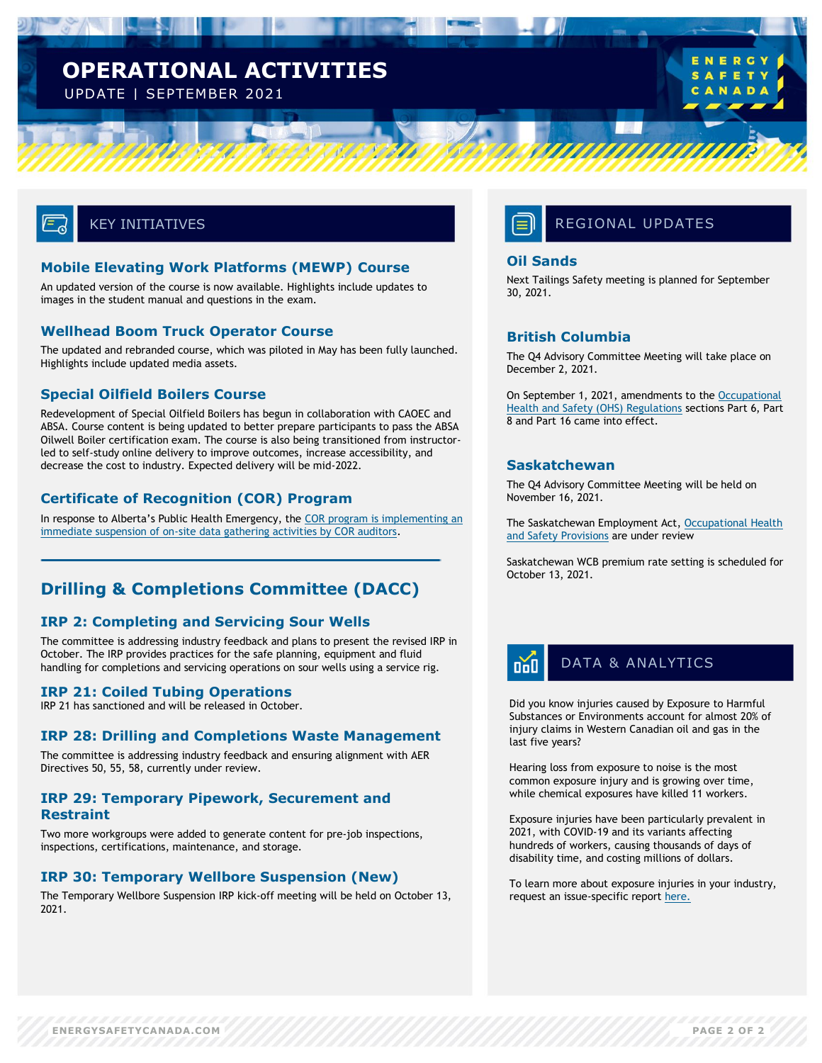# OPERATIONAL ACTIVITIES

UPDATE | SEPTEMBER 2021

## KEY INITIATIVES

### Mobile Elevating Work Platforms (MEWP) Course

An updated version of the course is now available. Highlights include updates to images in the student manual and questions in the exam.

### Wellhead Boom Truck Operator Course

The updated and rebranded course, which was piloted in May has been fully launched. Highlights include updated media assets.

### Special Oilfield Boilers Course

Redevelopment of Special Oilfield Boilers has begun in collaboration with CAOEC and ABSA. Course content is being updated to better prepare participants to pass the ABSA Oilwell Boiler certification exam. The course is also being transitioned from instructor-led to self-study online delivery to improve outcomes, increase accessibility, and decrease the cost to industry. Expected delivery will be mid-2022.

### Certificate of Recognition (COR) Program

In response to Alberta's Public Health Emergency, the COR program is implementing an immediate suspension of on-site data gathering activities by COR auditors.

## Drilling & Completions Committee (DACC)

### IRP 2: Completing and Servicing Sour Wells

The committee is addressing industry feedback and plans to present the revised IRP in October. The IRP provides practices for the safe planning, equipment and fluid handling for completions and servicing operations on sour wells using a service rig.

### IRP 21: Coiled Tubing Operations

IRP 21 has sanctioned and will be released in October.

### IRP 28: Drilling and Completions Waste Management

The committee is addressing industry feedback and ensuring alignment with AER Directives 50, 55, 58, currently under review.

### IRP 29: Temporary Pipework, Securement and Restraint

Two more workgroups were added to generate content for pre-job inspections, inspections, certifications, maintenance, and storage.

### IRP 30: Temporary Wellbore Suspension (New)

The Temporary Wellbore Suspension IRP kick-off meeting will be held on October 13, 2021.

## REGIONAL UPDATES

### Oil Sands

Next Tailings Safety meeting is planned for September 30, 2021.

### British Columbia

The Q4 Advisory Committee Meeting will take place on December 2, 2021.

On September 1, 2021, amendments to the Occupational Health and Safety (OHS) Regulations sections Part 6, Part 8 and Part 16 came into effect.

### Saskatchewan

The Q4 Advisory Committee Meeting will be held on November 16, 2021.

The Saskatchewan Employment Act, Occupational Health and Safety Provisions are under review

Saskatchewan WCB premium rate setting is scheduled for October 13, 2021.

## DATA & ANALYTICS

Did you know injuries caused by Exposure to Harmful Substances or Environments account for almost 20% of injury claims in Western Canadian oil and gas in the last five years?

Hearing loss from exposure to noise is the most common exposure injury and is growing over time, while chemical exposures have killed 11 workers.

Exposure injuries have been particularly prevalent in 2021, with COVID-19 and its variants affecting hundreds of workers, causing thousands of days of disability time, and costing millions of dollars.

To learn more about exposure injuries in your industry, request an issue-specific report here.